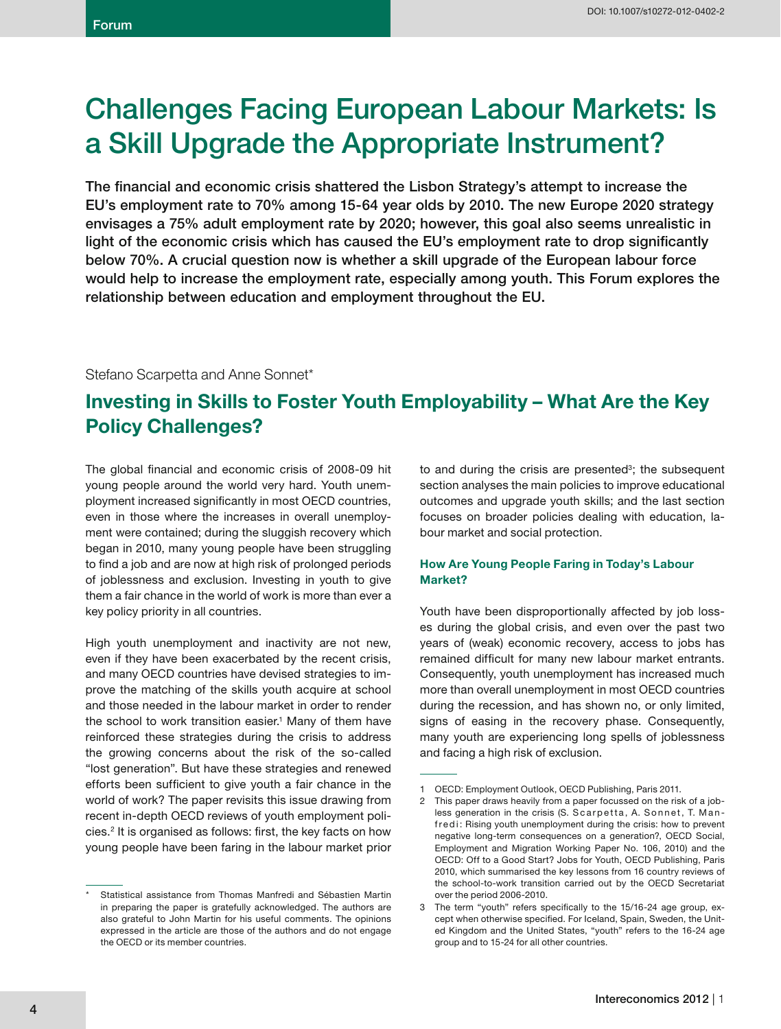# Challenges Facing European Labour Markets: Is a Skill Upgrade the Appropriate Instrument?

**The financial and economic crisis shattered the Lisbon Strategy's attempt to increase the EU's employment rate to 70% among 15-64 year olds by 2010. The new Europe 2020 strategy envisages a 75% adult employment rate by 2020; however, this goal also seems unrealistic in light of the economic crisis which has caused the EU's employment rate to drop significantly below 70%. A crucial question now is whether a skill upgrade of the European labour force would help to increase the employment rate, especially among youth. This Forum explores the relationship between education and employment throughout the EU.**

Stefano Scarpetta and Anne Sonnet*

## Investing in Skills to Foster Youth Employability – What Are the Key Policy Challenges?

The global financial and economic crisis of 2008-09 hit young people around the world very hard. Youth unemployment increased significantly in most OECD countries, even in those where the increases in overall unemployment were contained; during the sluggish recovery which began in 2010, many young people have been struggling to find a job and are now at high risk of prolonged periods of joblessness and exclusion. Investing in youth to give them a fair chance in the world of work is more than ever a key policy priority in all countries.

High youth unemployment and inactivity are not new, even if they have been exacerbated by the recent crisis, and many OECD countries have devised strategies to improve the matching of the skills youth acquire at school and those needed in the labour market in order to render the school to work transition easier.[1] Many of them have reinforced these strategies during the crisis to address the growing concerns about the risk of the so-called "lost generation". But have these strategies and renewed efforts been sufficient to give youth a fair chance in the world of work? The paper revisits this issue drawing from recent in-depth OECD reviews of youth employment policies.[2] It is organised as follows: first, the key facts on how young people have been faring in the labour market prior to and during the crisis are presented[3]; the subsequent section analyses the main policies to improve educational outcomes and upgrade youth skills; and the last section focuses on broader policies dealing with education, labour market and social protection.

### How Are Young People Faring in Today's Labour Market?

Youth have been disproportionally affected by job losses during the global crisis, and even over the past two years of (weak) economic recovery, access to jobs has remained difficult for many new labour market entrants. Consequently, youth unemployment has increased much more than overall unemployment in most OECD countries during the recession, and has shown no, or only limited, signs of easing in the recovery phase. Consequently, many youth are experiencing long spells of joblessness and facing a high risk of exclusion.

---

\* Statistical assistance from Thomas Manfredi and Sébastien Martin in preparing the paper is gratefully acknowledged. The authors are also grateful to John Martin for his useful comments. The opinions expressed in the article are those of the authors and do not engage the OECD or its member countries.

1 OECD: Employment Outlook, OECD Publishing, Paris 2011.

2 This paper draws heavily from a paper focussed on the risk of a jobless generation in the crisis (S. Scarpetta, A. Sonnet, T. Manfredi: Rising youth unemployment during the crisis: how to prevent negative long-term consequences on a generation?, OECD Social, Employment and Migration Working Paper No. 106, 2010) and the OECD: Off to a Good Start? Jobs for Youth, OECD Publishing, Paris 2010, which summarised the key lessons from 16 country reviews of the school-to-work transition carried out by the OECD Secretariat over the period 2006-2010.

3 The term "youth" refers specifically to the 15/16-24 age group, except when otherwise specified. For Iceland, Spain, Sweden, the United Kingdom and the United States, "youth" refers to the 16-24 age group and to 15-24 for all other countries.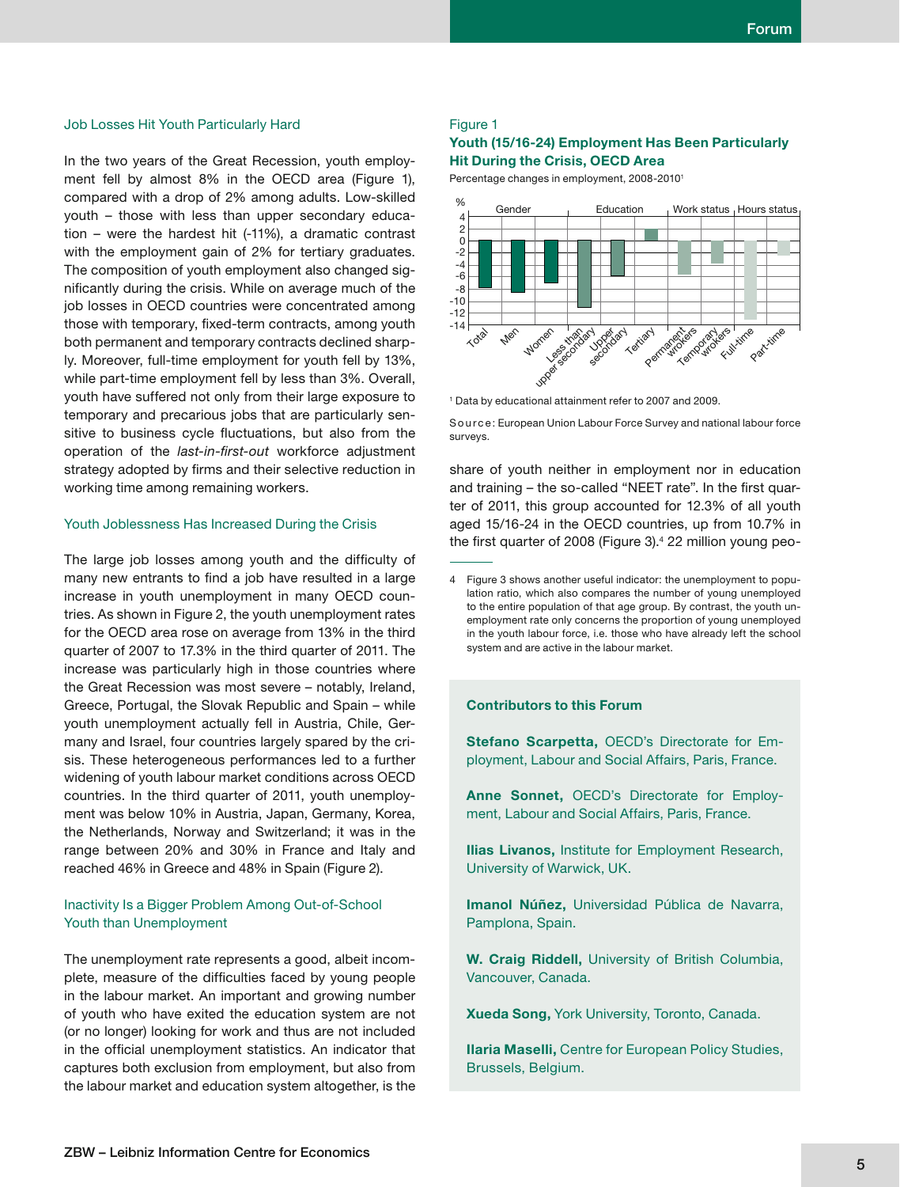### Job Losses Hit Youth Particularly Hard

In the two years of the Great Recession, youth employment fell by almost 8% in the OECD area (Figure 1), compared with a drop of 2% among adults. Low-skilled youth – those with less than upper secondary education – were the hardest hit (-11%), a dramatic contrast with the employment gain of 2% for tertiary graduates. The composition of youth employment also changed significantly during the crisis. While on average much of the job losses in OECD countries were concentrated among those with temporary, fixed-term contracts, among youth both permanent and temporary contracts declined sharply. Moreover, full-time employment for youth fell by 13%, while part-time employment fell by less than 3%. Overall, youth have suffered not only from their large exposure to temporary and precarious jobs that are particularly sensitive to business cycle fluctuations, but also from the operation of the *last-in-first-out* workforce adjustment strategy adopted by firms and their selective reduction in working time among remaining workers.

### Youth Joblessness Has Increased During the Crisis

The large job losses among youth and the difficulty of many new entrants to find a job have resulted in a large increase in youth unemployment in many OECD countries. As shown in Figure 2, the youth unemployment rates for the OECD area rose on average from 13% in the third quarter of 2007 to 17.3% in the third quarter of 2011. The increase was particularly high in those countries where the Great Recession was most severe – notably, Ireland, Greece, Portugal, the Slovak Republic and Spain – while youth unemployment actually fell in Austria, Chile, Germany and Israel, four countries largely spared by the crisis. These heterogeneous performances led to a further widening of youth labour market conditions across OECD countries. In the third quarter of 2011, youth unemployment was below 10% in Austria, Japan, Germany, Korea, the Netherlands, Norway and Switzerland; it was in the range between 20% and 30% in France and Italy and reached 46% in Greece and 48% in Spain (Figure 2).

### Inactivity Is a Bigger Problem Among Out-of-School Youth than Unemployment

The unemployment rate represents a good, albeit incomplete, measure of the difficulties faced by young people in the labour market. An important and growing number of youth who have exited the education system are not (or no longer) looking for work and thus are not included in the official unemployment statistics. An indicator that captures both exclusion from employment, but also from the labour market and education system altogether, is the share of youth neither in employment nor in education and training – the so-called "NEET rate". In the first quarter of 2011, this group accounted for 12.3% of all youth aged 15/16-24 in the OECD countries, up from 10.7% in the first quarter of 2008 (Figure 3).[4] 22 million young peo-

Figure 1
**Youth (15/16-24) Employment Has Been Particularly Hit During the Crisis, OECD Area**
Percentage changes in employment, 2008-2010[1]

[1] Data by educational attainment refer to 2007 and 2009.

Source: European Union Labour Force Survey and national labour force surveys.

4 Figure 3 shows another useful indicator: the unemployment to population ratio, which also compares the number of young unemployed to the entire population of that age group. By contrast, the youth unemployment rate only concerns the proportion of young unemployed in the youth labour force, i.e. those who have already left the school system and are active in the labour market.

**Contributors to this Forum**

**Stefano Scarpetta,** OECD's Directorate for Employment, Labour and Social Affairs, Paris, France.

**Anne Sonnet,** OECD's Directorate for Employment, Labour and Social Affairs, Paris, France.

**Ilias Livanos,** Institute for Employment Research, University of Warwick, UK.

**Imanol Núñez,** Universidad Pública de Navarra, Pamplona, Spain.

**W. Craig Riddell,** University of British Columbia, Vancouver, Canada.

**Xueda Song,** York University, Toronto, Canada.

**Ilaria Maselli,** Centre for European Policy Studies, Brussels, Belgium.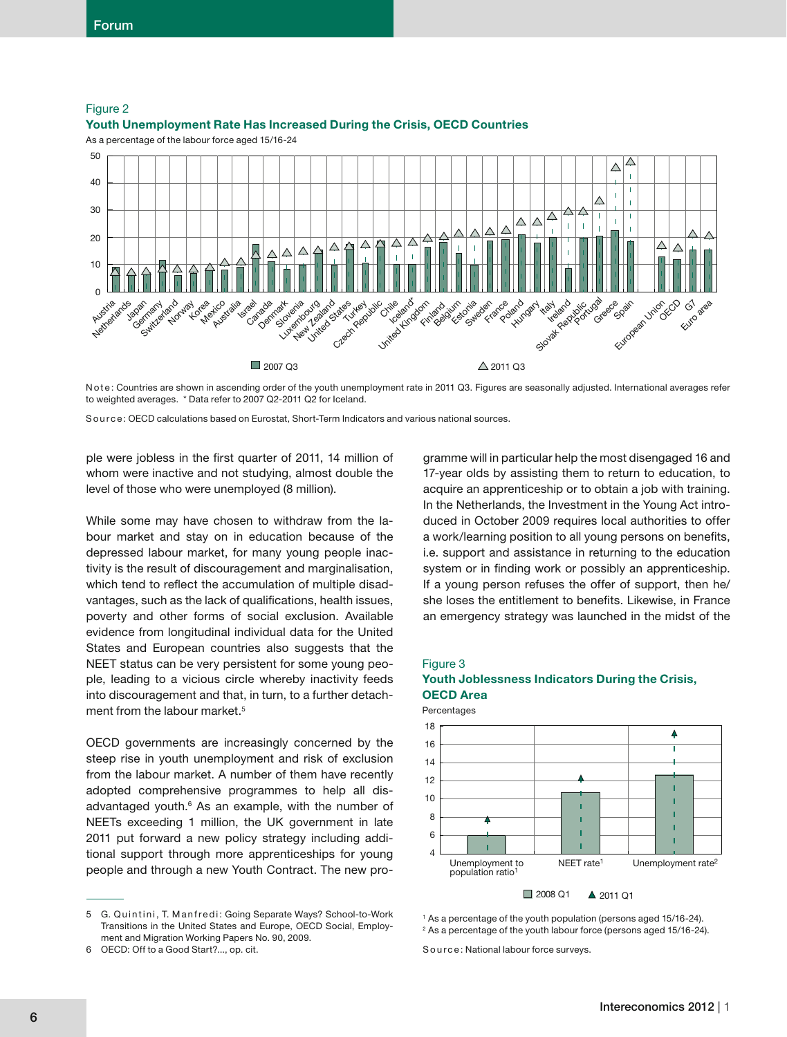Figure 2

**Youth Unemployment Rate Has Increased During the Crisis, OECD Countries**

As a percentage of the labour force aged 15/16-24

Note: Countries are shown in ascending order of the youth unemployment rate in 2011 Q3. Figures are seasonally adjusted. International averages refer to weighted averages. * Data refer to 2007 Q2-2011 Q2 for Iceland.

Source: OECD calculations based on Eurostat, Short-Term Indicators and various national sources.

ple were jobless in the first quarter of 2011, 14 million of whom were inactive and not studying, almost double the level of those who were unemployed (8 million).

While some may have chosen to withdraw from the labour market and stay on in education because of the depressed labour market, for many young people inactivity is the result of discouragement and marginalisation, which tend to reflect the accumulation of multiple disadvantages, such as the lack of qualifications, health issues, poverty and other forms of social exclusion. Available evidence from longitudinal individual data for the United States and European countries also suggests that the NEET status can be very persistent for some young people, leading to a vicious circle whereby inactivity feeds into discouragement and that, in turn, to a further detachment from the labour market.[5]

OECD governments are increasingly concerned by the steep rise in youth unemployment and risk of exclusion from the labour market. A number of them have recently adopted comprehensive programmes to help all disadvantaged youth.[6] As an example, with the number of NEETs exceeding 1 million, the UK government in late 2011 put forward a new policy strategy including additional support through more apprenticeships for young people and through a new Youth Contract. The new programme will in particular help the most disengaged 16 and 17-year olds by assisting them to return to education, to acquire an apprenticeship or to obtain a job with training. In the Netherlands, the Investment in the Young Act introduced in October 2009 requires local authorities to offer a work/learning position to all young persons on benefits, i.e. support and assistance in returning to the education system or in finding work or possibly an apprenticeship. If a young person refuses the offer of support, then he/she loses the entitlement to benefits. Likewise, in France an emergency strategy was launched in the midst of the

Figure 3

**Youth Joblessness Indicators During the Crisis, OECD Area**

Percentages

[1] As a percentage of the youth population (persons aged 15/16-24).
[2] As a percentage of the youth labour force (persons aged 15/16-24).

Source: National labour force surveys.

5 G. Quintini, T. Manfredi: Going Separate Ways? School-to-Work Transitions in the United States and Europe, OECD Social, Employment and Migration Working Papers No. 90, 2009.

6 OECD: Off to a Good Start?..., op. cit.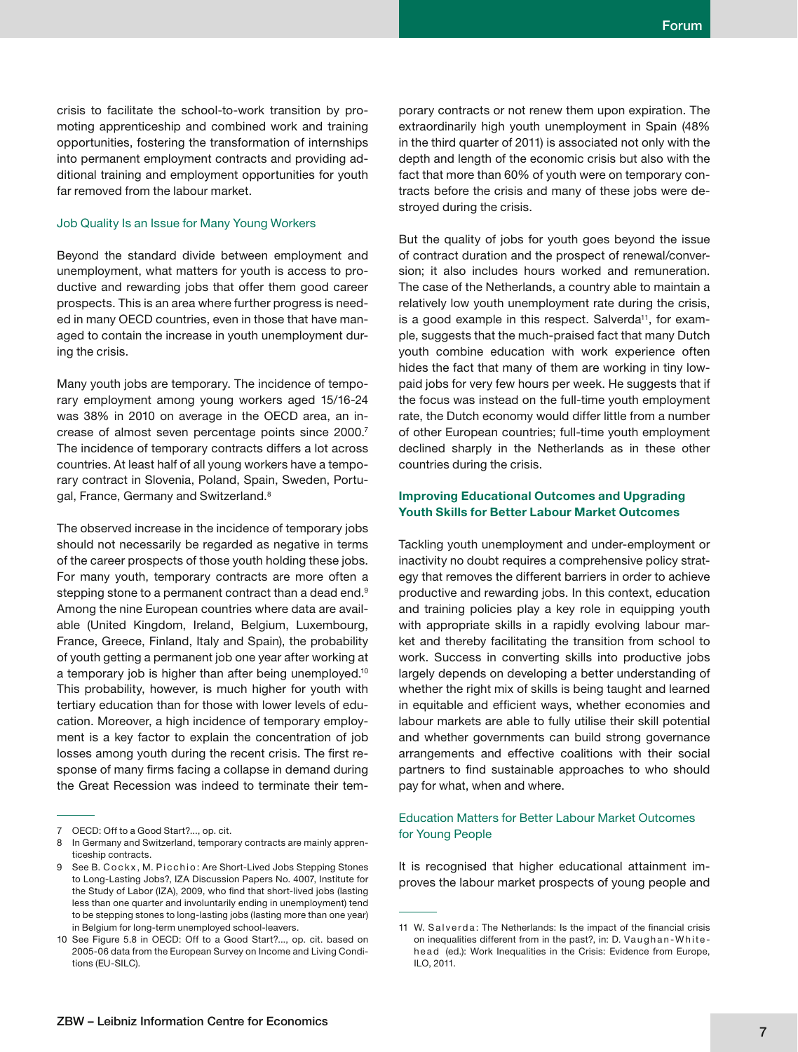crisis to facilitate the school-to-work transition by promoting apprenticeship and combined work and training opportunities, fostering the transformation of internships into permanent employment contracts and providing additional training and employment opportunities for youth far removed from the labour market.

### Job Quality Is an Issue for Many Young Workers

Beyond the standard divide between employment and unemployment, what matters for youth is access to productive and rewarding jobs that offer them good career prospects. This is an area where further progress is needed in many OECD countries, even in those that have managed to contain the increase in youth unemployment during the crisis.

Many youth jobs are temporary. The incidence of temporary employment among young workers aged 15/16-24 was 38% in 2010 on average in the OECD area, an increase of almost seven percentage points since 2000.[7] The incidence of temporary contracts differs a lot across countries. At least half of all young workers have a temporary contract in Slovenia, Poland, Spain, Sweden, Portugal, France, Germany and Switzerland.[8]

The observed increase in the incidence of temporary jobs should not necessarily be regarded as negative in terms of the career prospects of those youth holding these jobs. For many youth, temporary contracts are more often a stepping stone to a permanent contract than a dead end.[9] Among the nine European countries where data are available (United Kingdom, Ireland, Belgium, Luxembourg, France, Greece, Finland, Italy and Spain), the probability of youth getting a permanent job one year after working at a temporary job is higher than after being unemployed.[10] This probability, however, is much higher for youth with tertiary education than for those with lower levels of education. Moreover, a high incidence of temporary employment is a key factor to explain the concentration of job losses among youth during the recent crisis. The first response of many firms facing a collapse in demand during the Great Recession was indeed to terminate their temporary contracts or not renew them upon expiration. The extraordinarily high youth unemployment in Spain (48% in the third quarter of 2011) is associated not only with the depth and length of the economic crisis but also with the fact that more than 60% of youth were on temporary contracts before the crisis and many of these jobs were destroyed during the crisis.

But the quality of jobs for youth goes beyond the issue of contract duration and the prospect of renewal/conversion; it also includes hours worked and remuneration. The case of the Netherlands, a country able to maintain a relatively low youth unemployment rate during the crisis, is a good example in this respect. Salverda[11], for example, suggests that the much-praised fact that many Dutch youth combine education with work experience often hides the fact that many of them are working in tiny low-paid jobs for very few hours per week. He suggests that if the focus was instead on the full-time youth employment rate, the Dutch economy would differ little from a number of other European countries; full-time youth employment declined sharply in the Netherlands as in these other countries during the crisis.

## Improving Educational Outcomes and Upgrading Youth Skills for Better Labour Market Outcomes

Tackling youth unemployment and under-employment or inactivity no doubt requires a comprehensive policy strategy that removes the different barriers in order to achieve productive and rewarding jobs. In this context, education and training policies play a key role in equipping youth with appropriate skills in a rapidly evolving labour market and thereby facilitating the transition from school to work. Success in converting skills into productive jobs largely depends on developing a better understanding of whether the right mix of skills is being taught and learned in equitable and efficient ways, whether economies and labour markets are able to fully utilise their skill potential and whether governments can build strong governance arrangements and effective coalitions with their social partners to find sustainable approaches to who should pay for what, when and where.

### Education Matters for Better Labour Market Outcomes for Young People

It is recognised that higher educational attainment improves the labour market prospects of young people and

---

7 OECD: Off to a Good Start?..., op. cit.

8 In Germany and Switzerland, temporary contracts are mainly apprenticeship contracts.

9 See B. Cockx, M. Picchio: Are Short-Lived Jobs Stepping Stones to Long-Lasting Jobs?, IZA Discussion Papers No. 4007, Institute for the Study of Labor (IZA), 2009, who find that short-lived jobs (lasting less than one quarter and involuntarily ending in unemployment) tend to be stepping stones to long-lasting jobs (lasting more than one year) in Belgium for long-term unemployed school-leavers.

10 See Figure 5.8 in OECD: Off to a Good Start?..., op. cit. based on 2005-06 data from the European Survey on Income and Living Conditions (EU-SILC).

11 W. Salverda: The Netherlands: Is the impact of the financial crisis on inequalities different from in the past?, in: D. Vaughan-Whitehead (ed.): Work Inequalities in the Crisis: Evidence from Europe, ILO, 2011.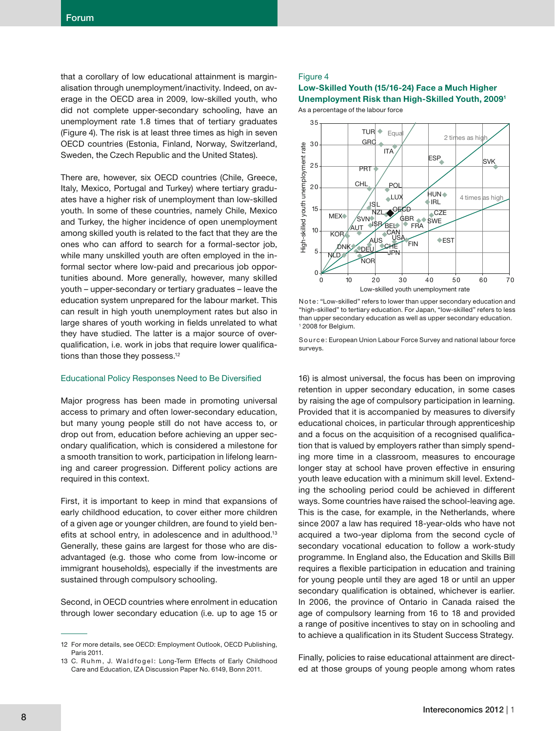that a corollary of low educational attainment is marginalisation through unemployment/inactivity. Indeed, on average in the OECD area in 2009, low-skilled youth, who did not complete upper-secondary schooling, have an unemployment rate 1.8 times that of tertiary graduates (Figure 4). The risk is at least three times as high in seven OECD countries (Estonia, Finland, Norway, Switzerland, Sweden, the Czech Republic and the United States).

There are, however, six OECD countries (Chile, Greece, Italy, Mexico, Portugal and Turkey) where tertiary graduates have a higher risk of unemployment than low-skilled youth. In some of these countries, namely Chile, Mexico and Turkey, the higher incidence of open unemployment among skilled youth is related to the fact that they are the ones who can afford to search for a formal-sector job, while many unskilled youth are often employed in the informal sector where low-paid and precarious job opportunities abound. More generally, however, many skilled youth – upper-secondary or tertiary graduates – leave the education system unprepared for the labour market. This can result in high youth unemployment rates but also in large shares of youth working in fields unrelated to what they have studied. The latter is a major source of overqualification, i.e. work in jobs that require lower qualifications than those they possess.[12]

Figure 4

**Low-Skilled Youth (15/16-24) Face a Much Higher Unemployment Risk than High-Skilled Youth, 2009[1]**

As a percentage of the labour force

Note: "Low-skilled" refers to lower than upper secondary education and "high-skilled" to tertiary education. For Japan, "low-skilled" refers to less than upper secondary education as well as upper secondary education.
[1] 2008 for Belgium.

Source: European Union Labour Force Survey and national labour force surveys.

## Educational Policy Responses Need to Be Diversified

Major progress has been made in promoting universal access to primary and often lower-secondary education, but many young people still do not have access to, or drop out from, education before achieving an upper secondary qualification, which is considered a milestone for a smooth transition to work, participation in lifelong learning and career progression. Different policy actions are required in this context.

First, it is important to keep in mind that expansions of early childhood education, to cover either more children of a given age or younger children, are found to yield benefits at school entry, in adolescence and in adulthood.[13] Generally, these gains are largest for those who are disadvantaged (e.g. those who come from low-income or immigrant households), especially if the investments are sustained through compulsory schooling.

Second, in OECD countries where enrolment in education through lower secondary education (i.e. up to age 15 or 16) is almost universal, the focus has been on improving retention in upper secondary education, in some cases by raising the age of compulsory participation in learning. Provided that it is accompanied by measures to diversify educational choices, in particular through apprenticeship and a focus on the acquisition of a recognised qualification that is valued by employers rather than simply spending more time in a classroom, measures to encourage longer stay at school have proven effective in ensuring youth leave education with a minimum skill level. Extending the schooling period could be achieved in different ways. Some countries have raised the school-leaving age. This is the case, for example, in the Netherlands, where since 2007 a law has required 18-year-olds who have not acquired a two-year diploma from the second cycle of secondary vocational education to follow a work-study programme. In England also, the Education and Skills Bill requires a flexible participation in education and training for young people until they are aged 18 or until an upper secondary qualification is obtained, whichever is earlier. In 2006, the province of Ontario in Canada raised the age of compulsory learning from 16 to 18 and provided a range of positive incentives to stay on in schooling and to achieve a qualification in its Student Success Strategy.

Finally, policies to raise educational attainment are directed at those groups of young people among whom rates

12 For more details, see OECD: Employment Outlook, OECD Publishing, Paris 2011.

13 C. Ruhm, J. Waldfogel: Long-Term Effects of Early Childhood Care and Education, IZA Discussion Paper No. 6149, Bonn 2011.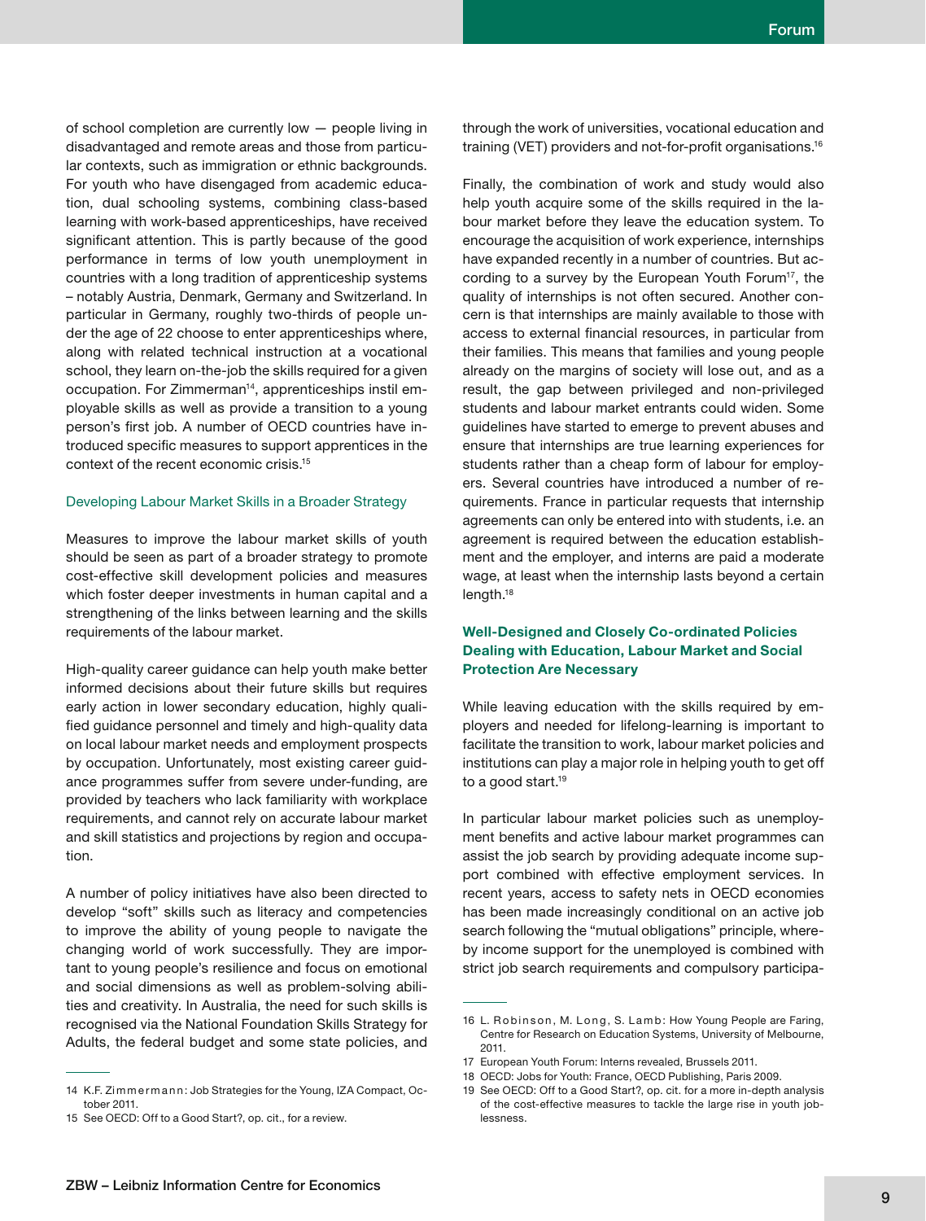of school completion are currently low — people living in disadvantaged and remote areas and those from particular contexts, such as immigration or ethnic backgrounds. For youth who have disengaged from academic education, dual schooling systems, combining class-based learning with work-based apprenticeships, have received significant attention. This is partly because of the good performance in terms of low youth unemployment in countries with a long tradition of apprenticeship systems – notably Austria, Denmark, Germany and Switzerland. In particular in Germany, roughly two-thirds of people under the age of 22 choose to enter apprenticeships where, along with related technical instruction at a vocational school, they learn on-the-job the skills required for a given occupation. For Zimmerman[14], apprenticeships instil employable skills as well as provide a transition to a young person's first job. A number of OECD countries have introduced specific measures to support apprentices in the context of the recent economic crisis.[15]

### Developing Labour Market Skills in a Broader Strategy

Measures to improve the labour market skills of youth should be seen as part of a broader strategy to promote cost-effective skill development policies and measures which foster deeper investments in human capital and a strengthening of the links between learning and the skills requirements of the labour market.

High-quality career guidance can help youth make better informed decisions about their future skills but requires early action in lower secondary education, highly qualified guidance personnel and timely and high-quality data on local labour market needs and employment prospects by occupation. Unfortunately, most existing career guidance programmes suffer from severe under-funding, are provided by teachers who lack familiarity with workplace requirements, and cannot rely on accurate labour market and skill statistics and projections by region and occupation.

A number of policy initiatives have also been directed to develop "soft" skills such as literacy and competencies to improve the ability of young people to navigate the changing world of work successfully. They are important to young people's resilience and focus on emotional and social dimensions as well as problem-solving abilities and creativity. In Australia, the need for such skills is recognised via the National Foundation Skills Strategy for Adults, the federal budget and some state policies, and through the work of universities, vocational education and training (VET) providers and not-for-profit organisations.[16]

Finally, the combination of work and study would also help youth acquire some of the skills required in the labour market before they leave the education system. To encourage the acquisition of work experience, internships have expanded recently in a number of countries. But according to a survey by the European Youth Forum[17], the quality of internships is not often secured. Another concern is that internships are mainly available to those with access to external financial resources, in particular from their families. This means that families and young people already on the margins of society will lose out, and as a result, the gap between privileged and non-privileged students and labour market entrants could widen. Some guidelines have started to emerge to prevent abuses and ensure that internships are true learning experiences for students rather than a cheap form of labour for employers. Several countries have introduced a number of requirements. France in particular requests that internship agreements can only be entered into with students, i.e. an agreement is required between the education establishment and the employer, and interns are paid a moderate wage, at least when the internship lasts beyond a certain length.[18]

## Well-Designed and Closely Co-ordinated Policies Dealing with Education, Labour Market and Social Protection Are Necessary

While leaving education with the skills required by employers and needed for lifelong-learning is important to facilitate the transition to work, labour market policies and institutions can play a major role in helping youth to get off to a good start.[19]

In particular labour market policies such as unemployment benefits and active labour market programmes can assist the job search by providing adequate income support combined with effective employment services. In recent years, access to safety nets in OECD economies has been made increasingly conditional on an active job search following the "mutual obligations" principle, whereby income support for the unemployed is combined with strict job search requirements and compulsory participa-

---

14 K.F. Zimmermann: Job Strategies for the Young, IZA Compact, October 2011.

15 See OECD: Off to a Good Start?, op. cit., for a review.

16 L. Robinson, M. Long, S. Lamb: How Young People are Faring, Centre for Research on Education Systems, University of Melbourne, 2011.

17 European Youth Forum: Interns revealed, Brussels 2011.

18 OECD: Jobs for Youth: France, OECD Publishing, Paris 2009.

19 See OECD: Off to a Good Start?, op. cit. for a more in-depth analysis of the cost-effective measures to tackle the large rise in youth joblessness.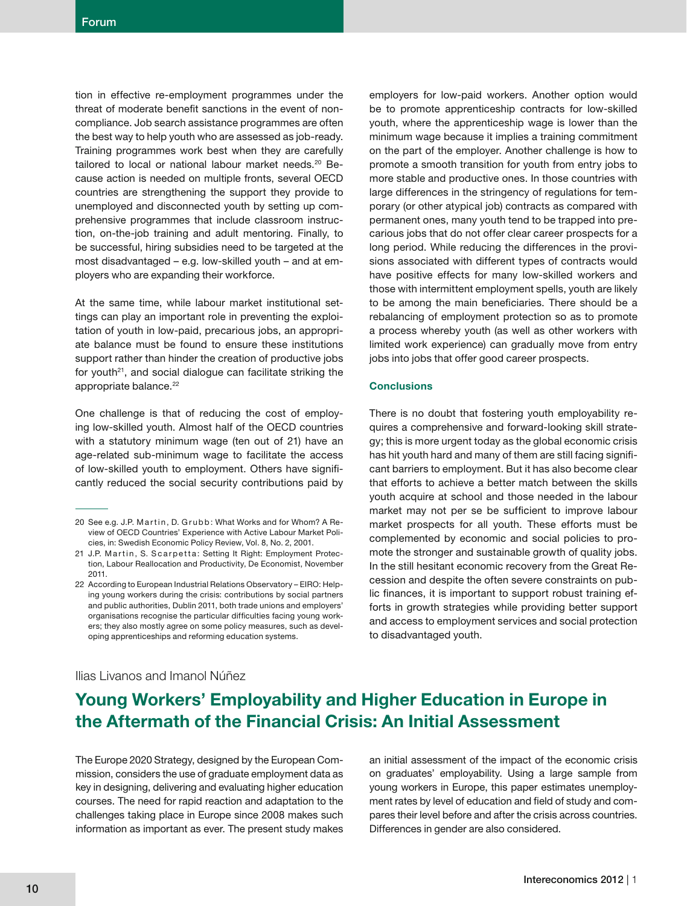tion in effective re-employment programmes under the threat of moderate benefit sanctions in the event of non-compliance. Job search assistance programmes are often the best way to help youth who are assessed as job-ready. Training programmes work best when they are carefully tailored to local or national labour market needs.[20] Because action is needed on multiple fronts, several OECD countries are strengthening the support they provide to unemployed and disconnected youth by setting up comprehensive programmes that include classroom instruction, on-the-job training and adult mentoring. Finally, to be successful, hiring subsidies need to be targeted at the most disadvantaged – e.g. low-skilled youth – and at employers who are expanding their workforce.

At the same time, while labour market institutional settings can play an important role in preventing the exploitation of youth in low-paid, precarious jobs, an appropriate balance must be found to ensure these institutions support rather than hinder the creation of productive jobs for youth[21], and social dialogue can facilitate striking the appropriate balance.[22]

One challenge is that of reducing the cost of employing low-skilled youth. Almost half of the OECD countries with a statutory minimum wage (ten out of 21) have an age-related sub-minimum wage to facilitate the access of low-skilled youth to employment. Others have significantly reduced the social security contributions paid by employers for low-paid workers. Another option would be to promote apprenticeship contracts for low-skilled youth, where the apprenticeship wage is lower than the minimum wage because it implies a training commitment on the part of the employer. Another challenge is how to promote a smooth transition for youth from entry jobs to more stable and productive ones. In those countries with large differences in the stringency of regulations for temporary (or other atypical job) contracts as compared with permanent ones, many youth tend to be trapped into precarious jobs that do not offer clear career prospects for a long period. While reducing the differences in the provisions associated with different types of contracts would have positive effects for many low-skilled workers and those with intermittent employment spells, youth are likely to be among the main beneficiaries. There should be a rebalancing of employment protection so as to promote a process whereby youth (as well as other workers with limited work experience) can gradually move from entry jobs into jobs that offer good career prospects.

### Conclusions

There is no doubt that fostering youth employability requires a comprehensive and forward-looking skill strategy; this is more urgent today as the global economic crisis has hit youth hard and many of them are still facing significant barriers to employment. But it has also become clear that efforts to achieve a better match between the skills youth acquire at school and those needed in the labour market may not per se be sufficient to improve labour market prospects for all youth. These efforts must be complemented by economic and social policies to promote the stronger and sustainable growth of quality jobs. In the still hesitant economic recovery from the Great Recession and despite the often severe constraints on public finances, it is important to support robust training efforts in growth strategies while providing better support and access to employment services and social protection to disadvantaged youth.

---

20 See e.g. J.P. Martin, D. Grubb: What Works and for Whom? A Review of OECD Countries' Experience with Active Labour Market Policies, in: Swedish Economic Policy Review, Vol. 8, No. 2, 2001.

21 J.P. Martin, S. Scarpetta: Setting It Right: Employment Protection, Labour Reallocation and Productivity, De Economist, November 2011.

22 According to European Industrial Relations Observatory – EIRO: Helping young workers during the crisis: contributions by social partners and public authorities, Dublin 2011, both trade unions and employers' organisations recognise the particular difficulties facing young workers; they also mostly agree on some policy measures, such as developing apprenticeships and reforming education systems.

Ilias Livanos and Imanol Núñez

## Young Workers' Employability and Higher Education in Europe in the Aftermath of the Financial Crisis: An Initial Assessment

The Europe 2020 Strategy, designed by the European Commission, considers the use of graduate employment data as key in designing, delivering and evaluating higher education courses. The need for rapid reaction and adaptation to the challenges taking place in Europe since 2008 makes such information as important as ever. The present study makes an initial assessment of the impact of the economic crisis on graduates' employability. Using a large sample from young workers in Europe, this paper estimates unemployment rates by level of education and field of study and compares their level before and after the crisis across countries. Differences in gender are also considered.